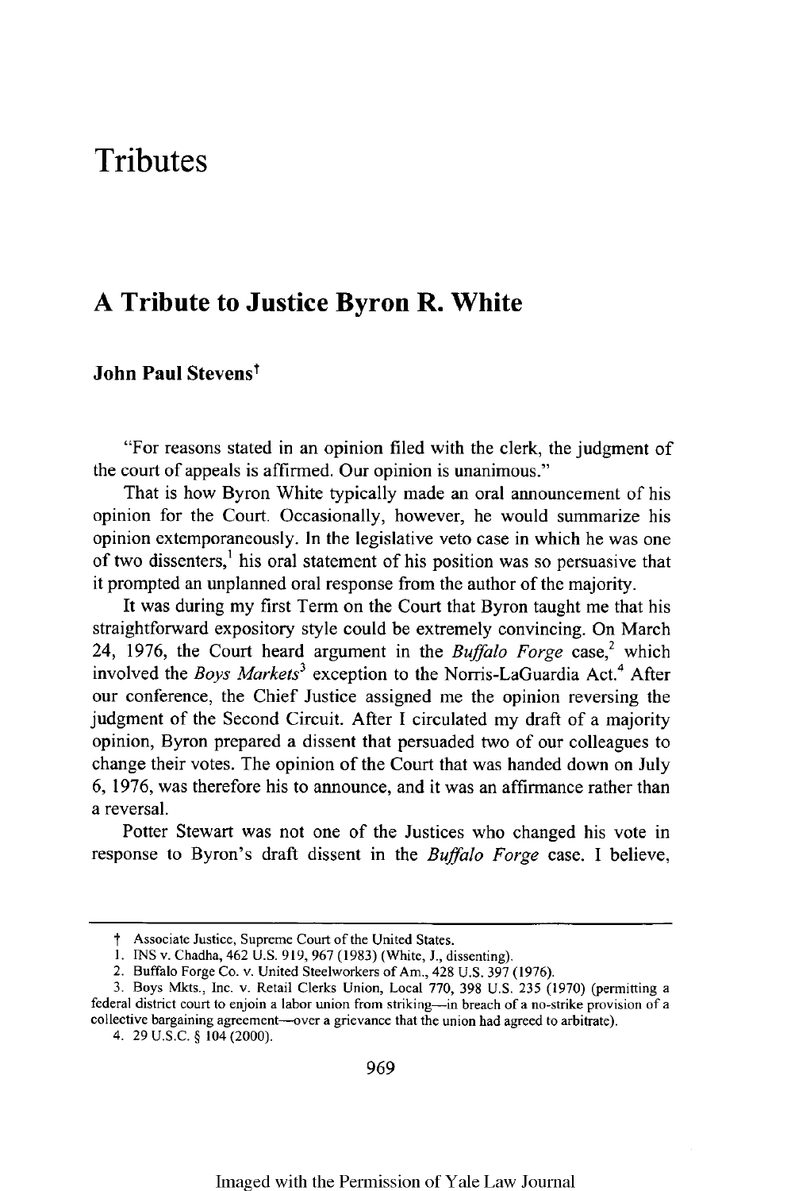# Tributes

## A Tribute to Justice Byron R. White

**John Paul Stevens**†

"For reasons stated in an opinion filed with the clerk, the judgment of the court of appeals is affirmed. Our opinion is unanimous."

That is how Byron White typically made an oral announcement of his opinion for the Court. Occasionally, however, he would summarize his opinion extemporaneously. In the legislative veto case in which he was one of two dissenters,[1] his oral statement of his position was so persuasive that it prompted an unplanned oral response from the author of the majority.

It was during my first Term on the Court that Byron taught me that his straightforward expository style could be extremely convincing. On March 24, 1976, the Court heard argument in the *Buffalo Forge* case,[2] which involved the *Boys Markets*[3] exception to the Norris-LaGuardia Act.[4] After our conference, the Chief Justice assigned me the opinion reversing the judgment of the Second Circuit. After I circulated my draft of a majority opinion, Byron prepared a dissent that persuaded two of our colleagues to change their votes. The opinion of the Court that was handed down on July 6, 1976, was therefore his to announce, and it was an affirmance rather than a reversal.

Potter Stewart was not one of the Justices who changed his vote in response to Byron's draft dissent in the *Buffalo Forge* case. I believe,

---

† Associate Justice, Supreme Court of the United States.

1. INS v. Chadha, 462 U.S. 919, 967 (1983) (White, J., dissenting).

2. Buffalo Forge Co. v. United Steelworkers of Am., 428 U.S. 397 (1976).

3. Boys Mkts., Inc. v. Retail Clerks Union, Local 770, 398 U.S. 235 (1970) (permitting a federal district court to enjoin a labor union from striking—in breach of a no-strike provision of a collective bargaining agreement—over a grievance that the union had agreed to arbitrate).

4. 29 U.S.C. § 104 (2000).

Imaged with the Permission of Yale Law Journal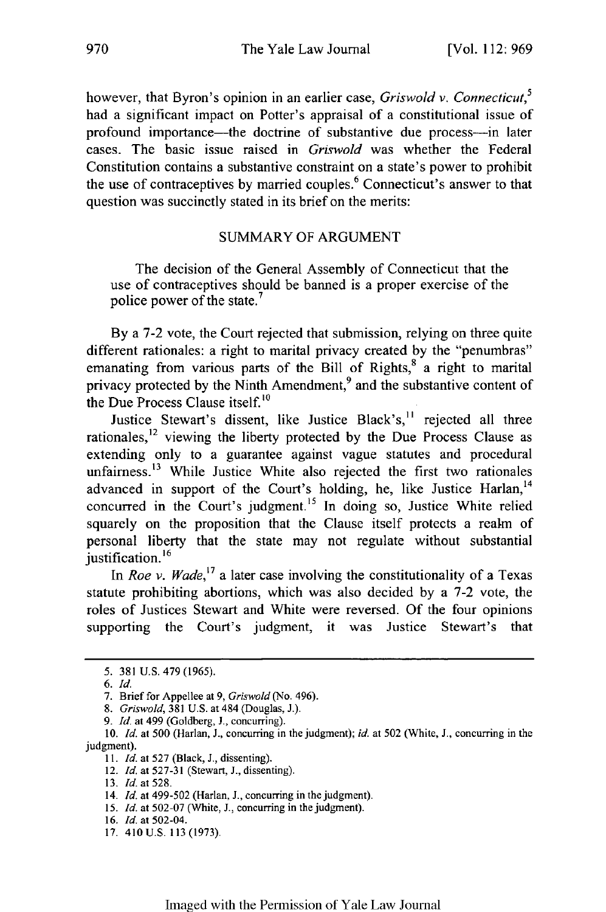however, that Byron's opinion in an earlier case, *Griswold v. Connecticut*,[5] had a significant impact on Potter's appraisal of a constitutional issue of profound importance—the doctrine of substantive due process—in later cases. The basic issue raised in *Griswold* was whether the Federal Constitution contains a substantive constraint on a state's power to prohibit the use of contraceptives by married couples.[6] Connecticut's answer to that question was succinctly stated in its brief on the merits:

> SUMMARY OF ARGUMENT
>
> The decision of the General Assembly of Connecticut that the use of contraceptives should be banned is a proper exercise of the police power of the state.[7]

By a 7-2 vote, the Court rejected that submission, relying on three quite different rationales: a right to marital privacy created by the "penumbras" emanating from various parts of the Bill of Rights,[8] a right to marital privacy protected by the Ninth Amendment,[9] and the substantive content of the Due Process Clause itself.[10]

Justice Stewart's dissent, like Justice Black's,[11] rejected all three rationales,[12] viewing the liberty protected by the Due Process Clause as extending only to a guarantee against vague statutes and procedural unfairness.[13] While Justice White also rejected the first two rationales advanced in support of the Court's holding, he, like Justice Harlan,[14] concurred in the Court's judgment.[15] In doing so, Justice White relied squarely on the proposition that the Clause itself protects a realm of personal liberty that the state may not regulate without substantial justification.[16]

In *Roe v. Wade*,[17] a later case involving the constitutionality of a Texas statute prohibiting abortions, which was also decided by a 7-2 vote, the roles of Justices Stewart and White were reversed. Of the four opinions supporting the Court's judgment, it was Justice Stewart's that

---

5. 381 U.S. 479 (1965).
6. *Id.*
7. Brief for Appellee at 9, *Griswold* (No. 496).
8. *Griswold*, 381 U.S. at 484 (Douglas, J.).
9. *Id.* at 499 (Goldberg, J., concurring).
10. *Id.* at 500 (Harlan, J., concurring in the judgment); *id.* at 502 (White, J., concurring in the judgment).
11. *Id.* at 527 (Black, J., dissenting).
12. *Id.* at 527-31 (Stewart, J., dissenting).
13. *Id.* at 528.
14. *Id.* at 499-502 (Harlan, J., concurring in the judgment).
15. *Id.* at 502-07 (White, J., concurring in the judgment).
16. *Id.* at 502-04.
17. 410 U.S. 113 (1973).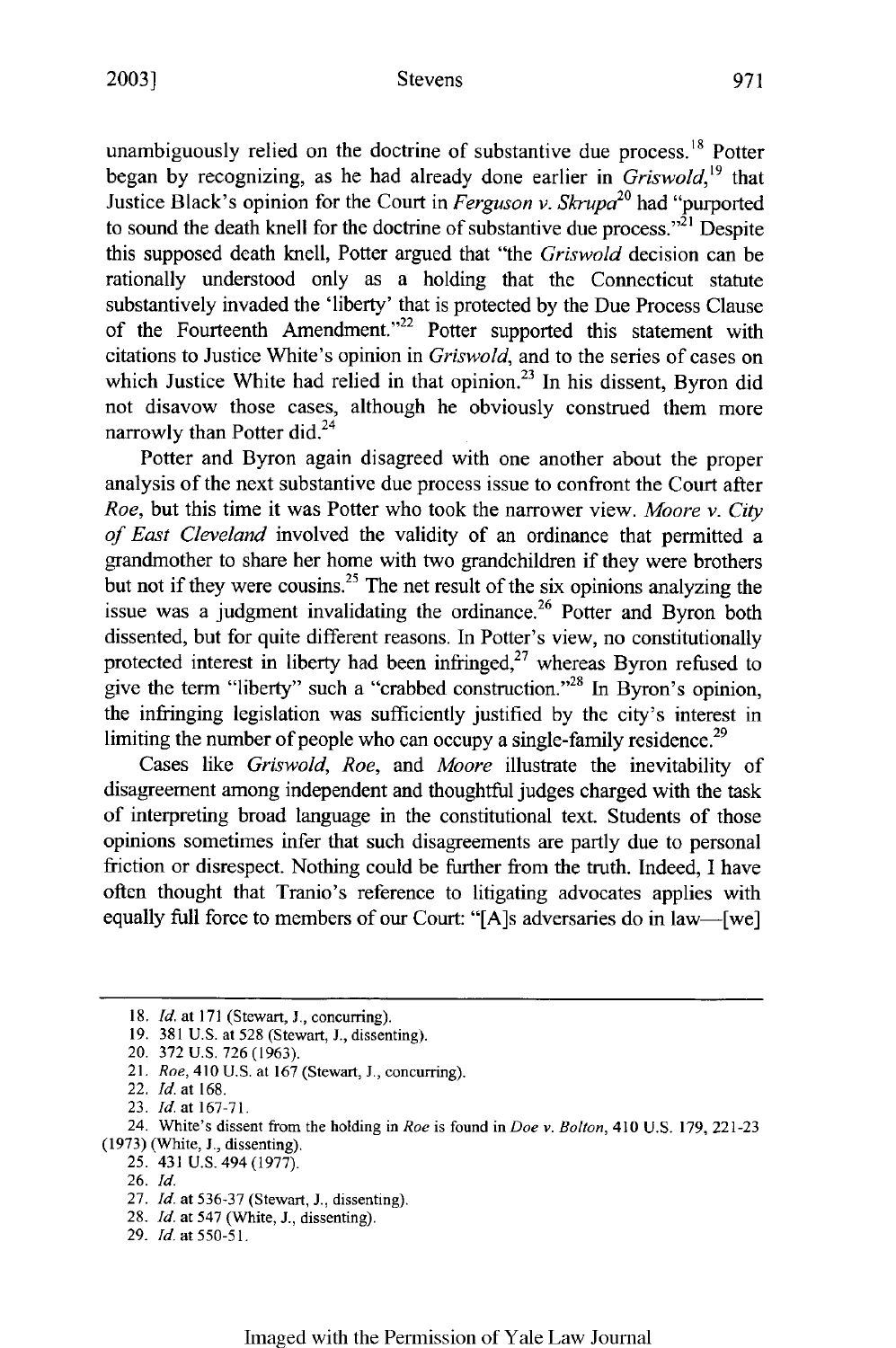unambiguously relied on the doctrine of substantive due process.[18] Potter began by recognizing, as he had already done earlier in *Griswold*,[19] that Justice Black's opinion for the Court in *Ferguson v. Skrupa*[20] had "purported to sound the death knell for the doctrine of substantive due process."[21] Despite this supposed death knell, Potter argued that "the *Griswold* decision can be rationally understood only as a holding that the Connecticut statute substantively invaded the 'liberty' that is protected by the Due Process Clause of the Fourteenth Amendment."[22] Potter supported this statement with citations to Justice White's opinion in *Griswold*, and to the series of cases on which Justice White had relied in that opinion.[23] In his dissent, Byron did not disavow those cases, although he obviously construed them more narrowly than Potter did.[24]

Potter and Byron again disagreed with one another about the proper analysis of the next substantive due process issue to confront the Court after *Roe*, but this time it was Potter who took the narrower view. *Moore v. City of East Cleveland* involved the validity of an ordinance that permitted a grandmother to share her home with two grandchildren if they were brothers but not if they were cousins.[25] The net result of the six opinions analyzing the issue was a judgment invalidating the ordinance.[26] Potter and Byron both dissented, but for quite different reasons. In Potter's view, no constitutionally protected interest in liberty had been infringed,[27] whereas Byron refused to give the term "liberty" such a "crabbed construction."[28] In Byron's opinion, the infringing legislation was sufficiently justified by the city's interest in limiting the number of people who can occupy a single-family residence.[29]

Cases like *Griswold*, *Roe*, and *Moore* illustrate the inevitability of disagreement among independent and thoughtful judges charged with the task of interpreting broad language in the constitutional text. Students of those opinions sometimes infer that such disagreements are partly due to personal friction or disrespect. Nothing could be further from the truth. Indeed, I have often thought that Tranio's reference to litigating advocates applies with equally full force to members of our Court: "[A]s adversaries do in law—[we]

---

18. *Id.* at 171 (Stewart, J., concurring).

19. 381 U.S. at 528 (Stewart, J., dissenting).

20. 372 U.S. 726 (1963).

21. *Roe*, 410 U.S. at 167 (Stewart, J., concurring).

22. *Id.* at 168.

23. *Id.* at 167-71.

24. White's dissent from the holding in *Roe* is found in *Doe v. Bolton*, 410 U.S. 179, 221-23 (1973) (White, J., dissenting).

25. 431 U.S. 494 (1977).

26. *Id.*

27. *Id.* at 536-37 (Stewart, J., dissenting).

28. *Id.* at 547 (White, J., dissenting).

29. *Id.* at 550-51.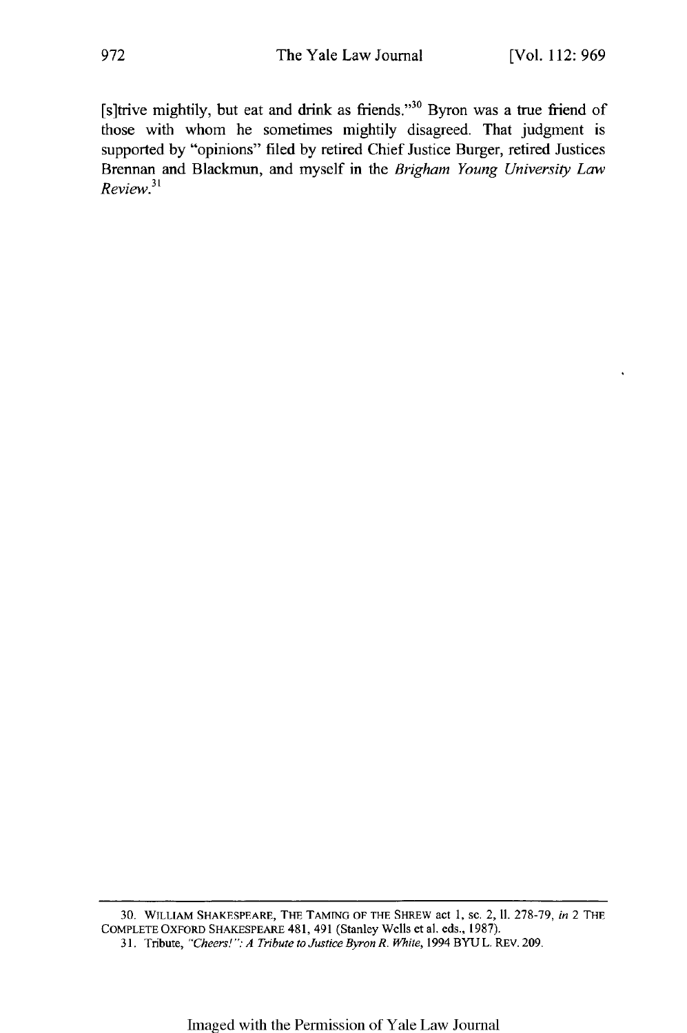[s]trive mightily, but eat and drink as friends."[30] Byron was a true friend of those with whom he sometimes mightily disagreed. That judgment is supported by "opinions" filed by retired Chief Justice Burger, retired Justices Brennan and Blackmun, and myself in the *Brigham Young University Law Review*.[31]

---

30. WILLIAM SHAKESPEARE, THE TAMING OF THE SHREW act 1, sc. 2, ll. 278-79, *in* 2 THE COMPLETE OXFORD SHAKESPEARE 481, 491 (Stanley Wells et al. eds., 1987).

31. Tribute, *"Cheers!": A Tribute to Justice Byron R. White*, 1994 BYU L. REV. 209.

Imaged with the Permission of Yale Law Journal